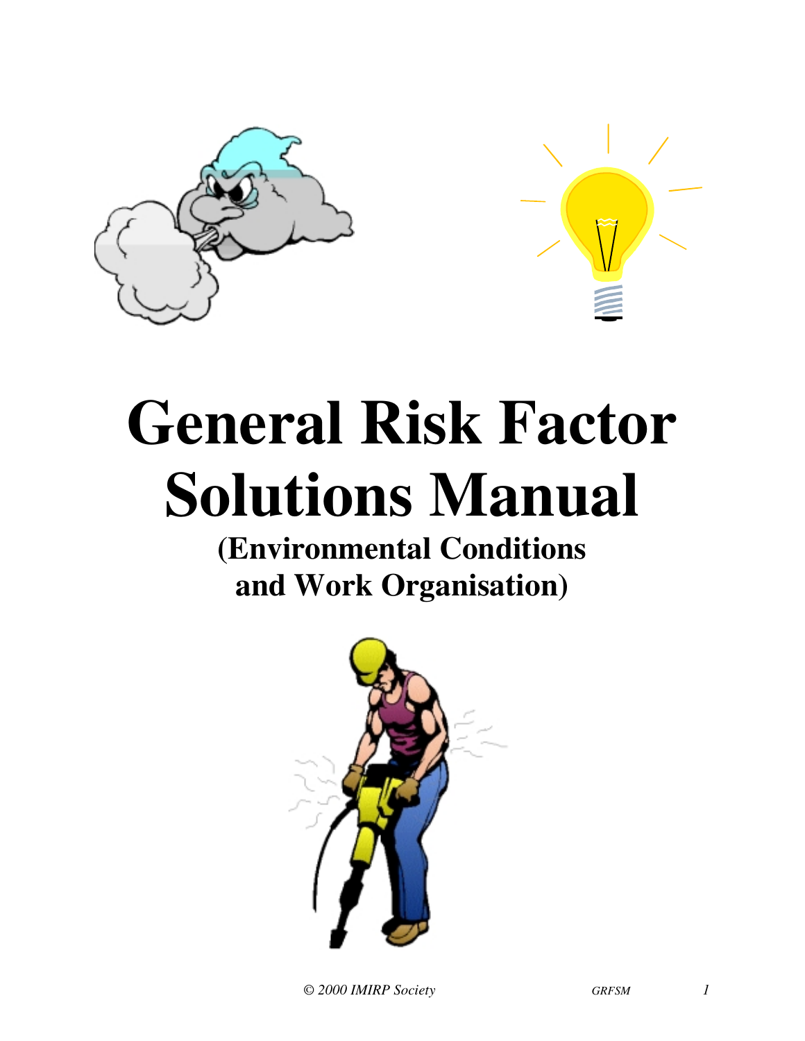# General Risk Factor Solutions Manual

## (Environmental Conditions and Work Organisation)

© 2000 IMIRP Society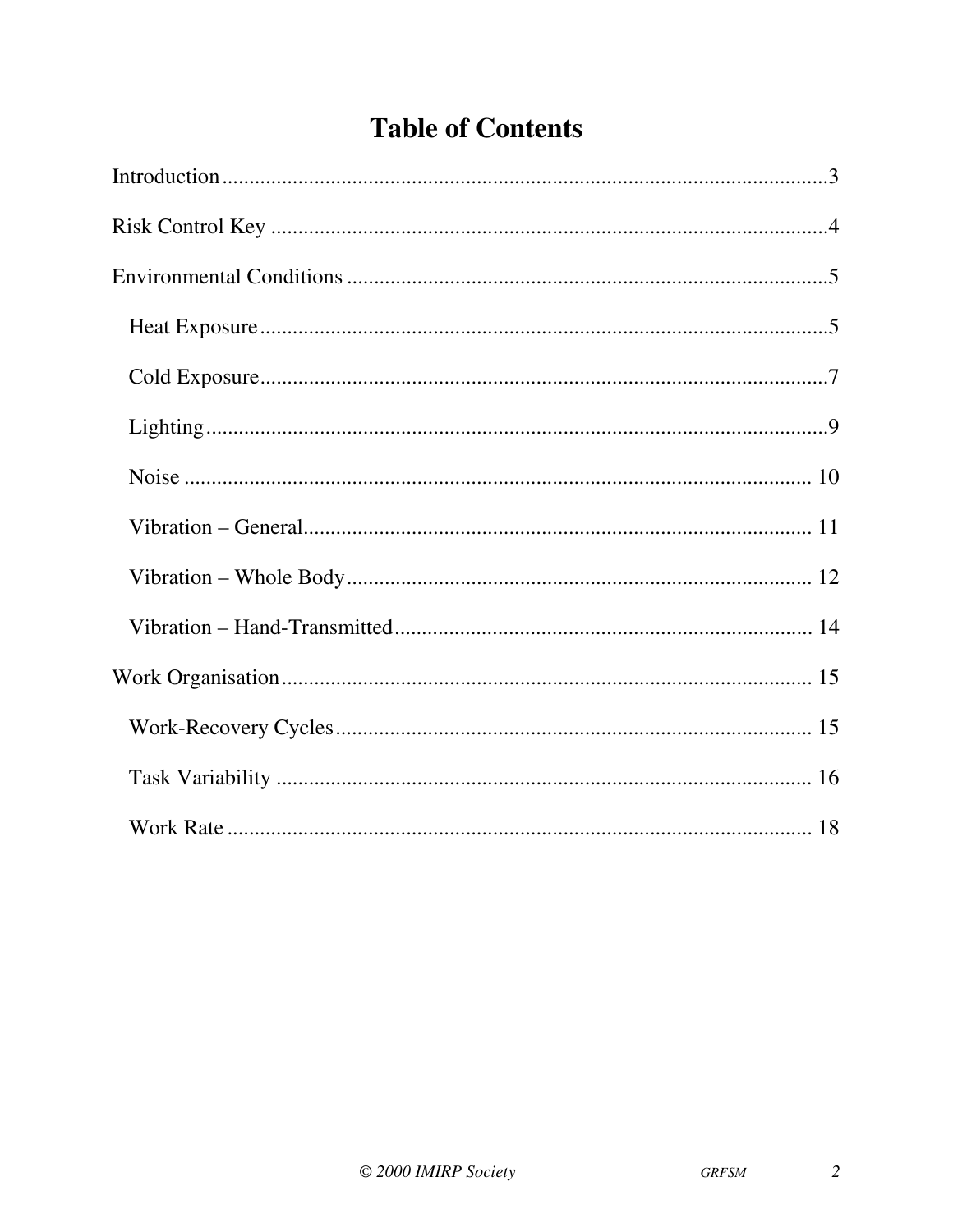# Table of Contents

Introduction ........................................................................................................3

Risk Control Key ...............................................................................................4

Environmental Conditions ................................................................................5

- Heat Exposure .................................................................................................5
- Cold Exposure .................................................................................................7
- Lighting ...........................................................................................................9
- Noise ..............................................................................................................10
- Vibration – General........................................................................................11
- Vibration – Whole Body.................................................................................12
- Vibration – Hand-Transmitted........................................................................14

Work Organisation ...........................................................................................15

- Work-Recovery Cycles ...................................................................................15
- Task Variability ..............................................................................................16
- Work Rate .......................................................................................................18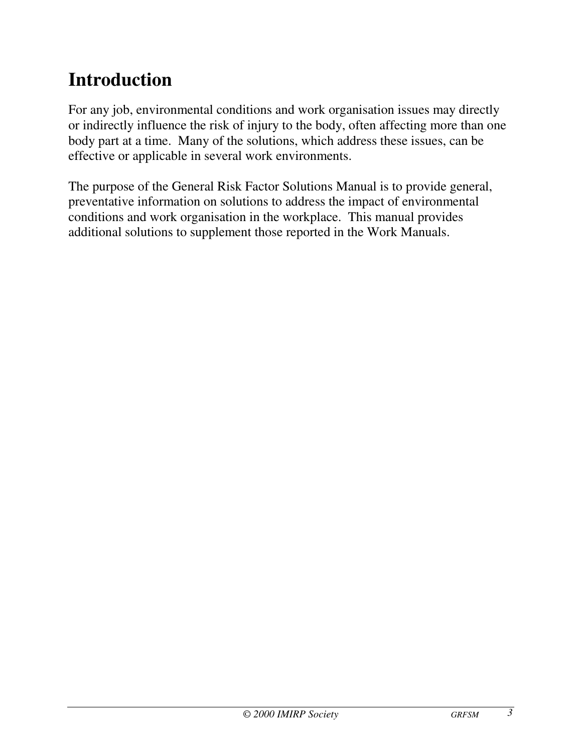# Introduction

For any job, environmental conditions and work organisation issues may directly or indirectly influence the risk of injury to the body, often affecting more than one body part at a time. Many of the solutions, which address these issues, can be effective or applicable in several work environments.

The purpose of the General Risk Factor Solutions Manual is to provide general, preventative information on solutions to address the impact of environmental conditions and work organisation in the workplace. This manual provides additional solutions to supplement those reported in the Work Manuals.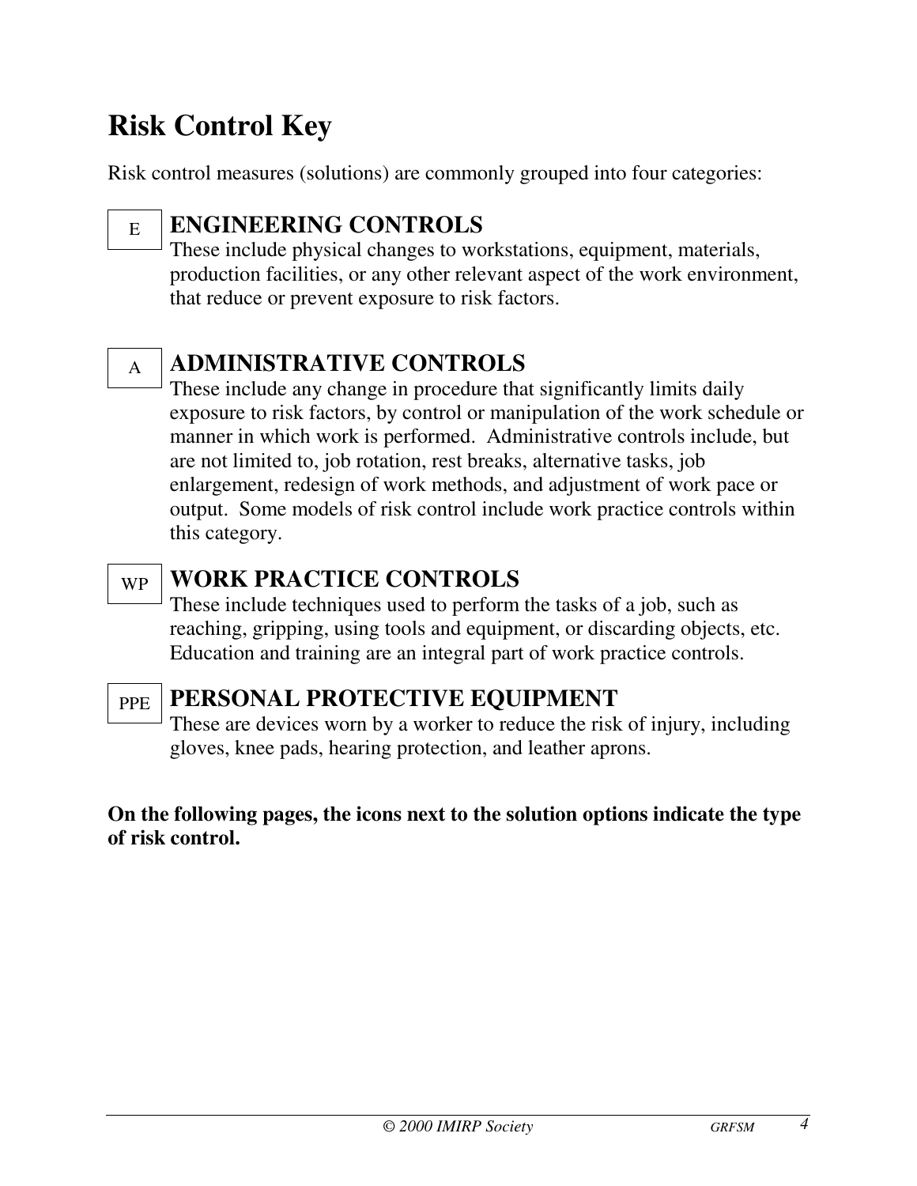# Risk Control Key

Risk control measures (solutions) are commonly grouped into four categories:

E

## ENGINEERING CONTROLS

These include physical changes to workstations, equipment, materials, production facilities, or any other relevant aspect of the work environment, that reduce or prevent exposure to risk factors.

A

## ADMINISTRATIVE CONTROLS

These include any change in procedure that significantly limits daily exposure to risk factors, by control or manipulation of the work schedule or manner in which work is performed. Administrative controls include, but are not limited to, job rotation, rest breaks, alternative tasks, job enlargement, redesign of work methods, and adjustment of work pace or output. Some models of risk control include work practice controls within this category.

WP

## WORK PRACTICE CONTROLS

These include techniques used to perform the tasks of a job, such as reaching, gripping, using tools and equipment, or discarding objects, etc. Education and training are an integral part of work practice controls.

PPE

## PERSONAL PROTECTIVE EQUIPMENT

These are devices worn by a worker to reduce the risk of injury, including gloves, knee pads, hearing protection, and leather aprons.

**On the following pages, the icons next to the solution options indicate the type of risk control.**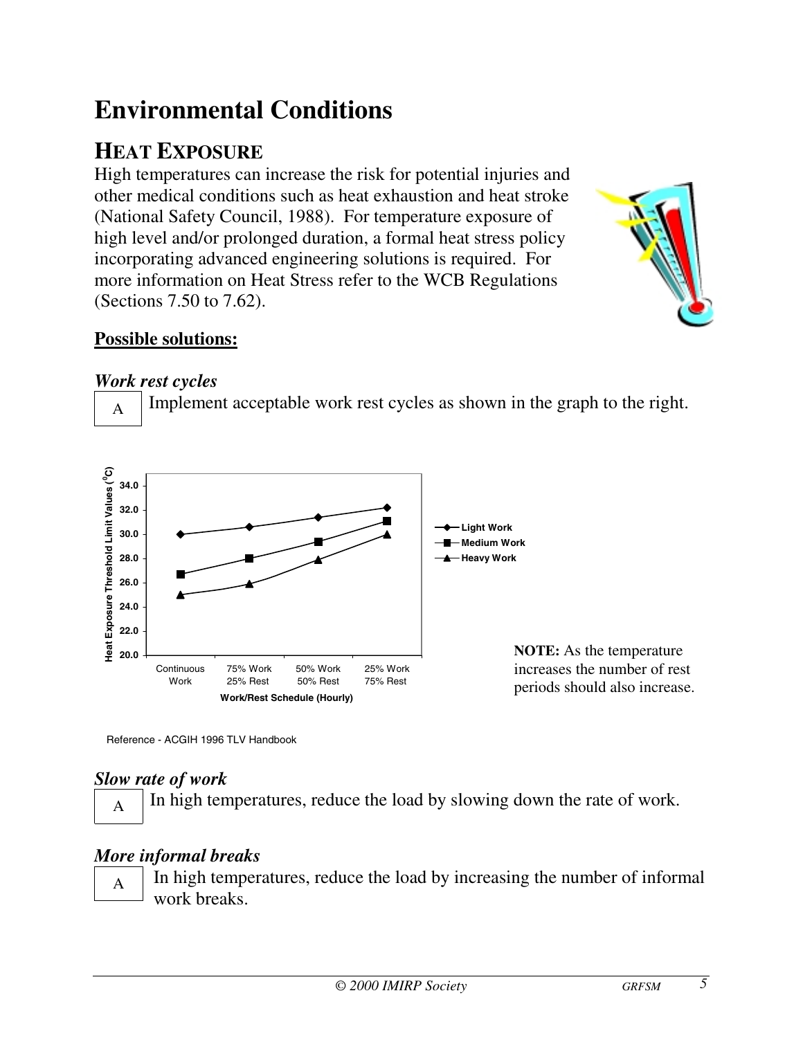# Environmental Conditions

## HEAT EXPOSURE

High temperatures can increase the risk for potential injuries and other medical conditions such as heat exhaustion and heat stroke (National Safety Council, 1988). For temperature exposure of high level and/or prolonged duration, a formal heat stress policy incorporating advanced engineering solutions is required. For more information on Heat Stress refer to the WCB Regulations (Sections 7.50 to 7.62).

**<u>Possible solutions:</u>**

### *Work rest cycles*

A — Implement acceptable work rest cycles as shown in the graph to the right.

Heat Exposure Threshold Limit Values ($^0$C)

34.0
32.0
30.0
28.0
26.0
24.0
22.0
20.0

Continuous Work
75% Work 25% Rest
50% Work 50% Rest
25% Work 75% Rest

Work/Rest Schedule (Hourly)

Light Work
Medium Work
Heavy Work

**NOTE:** As the temperature increases the number of rest periods should also increase.

Reference - ACGIH 1996 TLV Handbook

### *Slow rate of work*

A — In high temperatures, reduce the load by slowing down the rate of work.

### *More informal breaks*

A — In high temperatures, reduce the load by increasing the number of informal work breaks.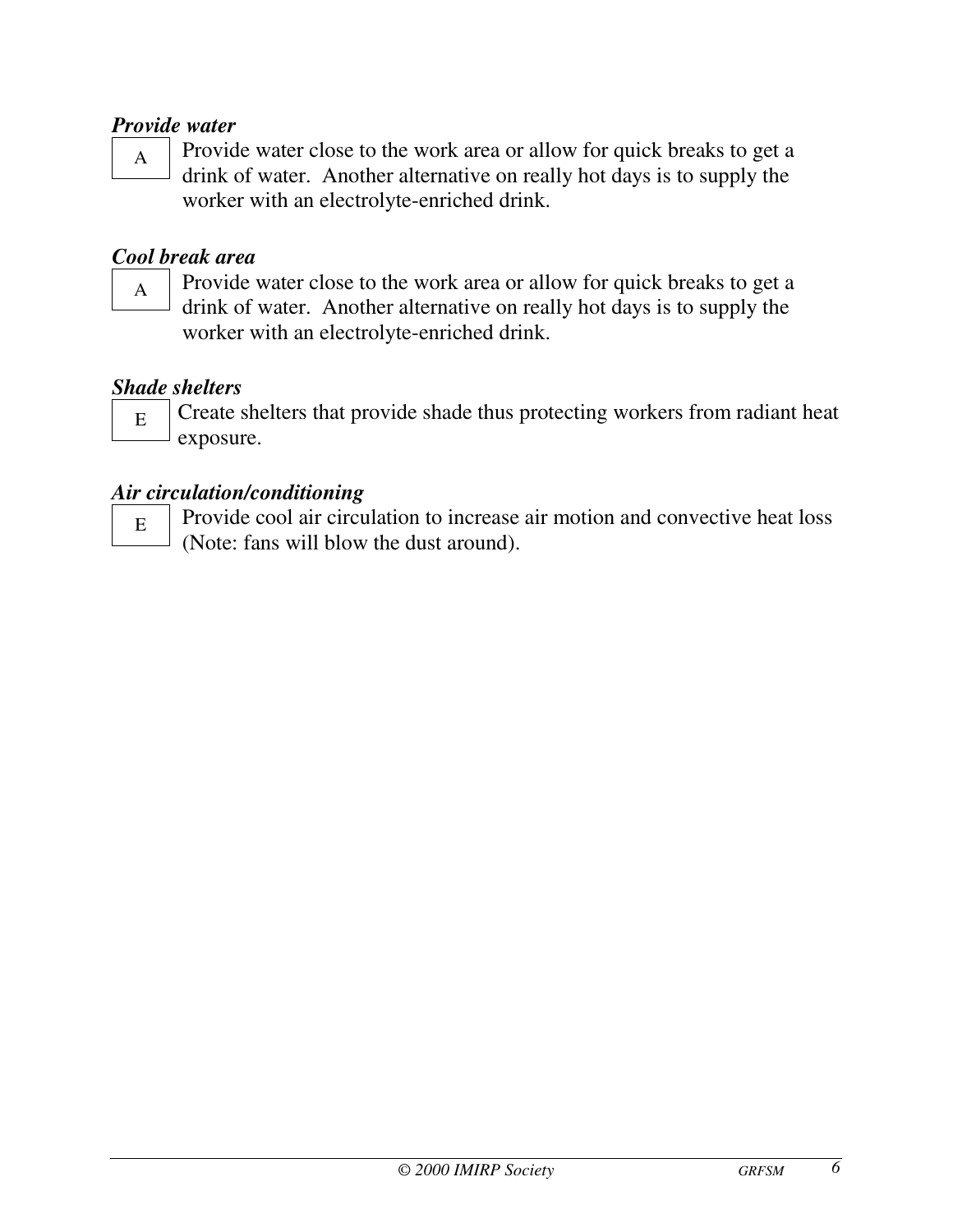***Provide water***

A Provide water close to the work area or allow for quick breaks to get a drink of water. Another alternative on really hot days is to supply the worker with an electrolyte-enriched drink.

***Cool break area***

A Provide water close to the work area or allow for quick breaks to get a drink of water. Another alternative on really hot days is to supply the worker with an electrolyte-enriched drink.

***Shade shelters***

E Create shelters that provide shade thus protecting workers from radiant heat exposure.

***Air circulation/conditioning***

E Provide cool air circulation to increase air motion and convective heat loss (Note: fans will blow the dust around).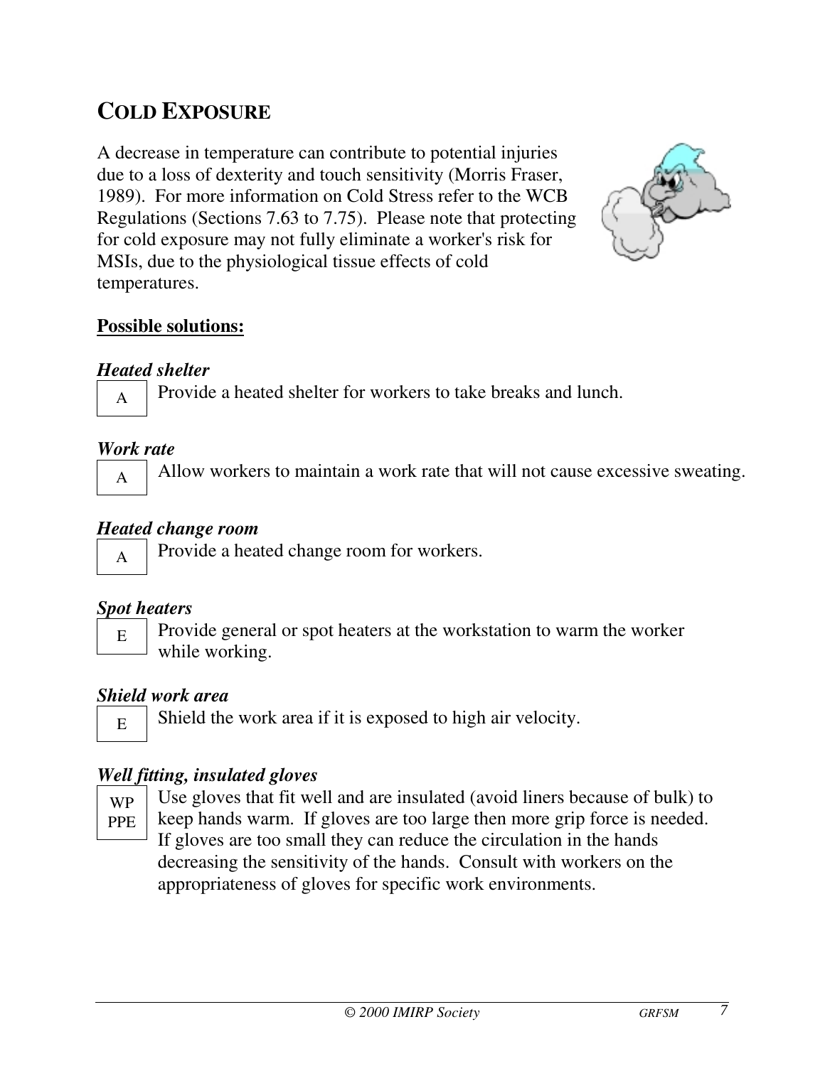## COLD EXPOSURE

A decrease in temperature can contribute to potential injuries due to a loss of dexterity and touch sensitivity (Morris Fraser, 1989). For more information on Cold Stress refer to the WCB Regulations (Sections 7.63 to 7.75). Please note that protecting for cold exposure may not fully eliminate a worker's risk for MSIs, due to the physiological tissue effects of cold temperatures.

**Possible solutions:**

***Heated shelter***

A — Provide a heated shelter for workers to take breaks and lunch.

***Work rate***

A — Allow workers to maintain a work rate that will not cause excessive sweating.

***Heated change room***

A — Provide a heated change room for workers.

***Spot heaters***

E — Provide general or spot heaters at the workstation to warm the worker while working.

***Shield work area***

E — Shield the work area if it is exposed to high air velocity.

***Well fitting, insulated gloves***

WP PPE — Use gloves that fit well and are insulated (avoid liners because of bulk) to keep hands warm. If gloves are too large then more grip force is needed. If gloves are too small they can reduce the circulation in the hands decreasing the sensitivity of the hands. Consult with workers on the appropriateness of gloves for specific work environments.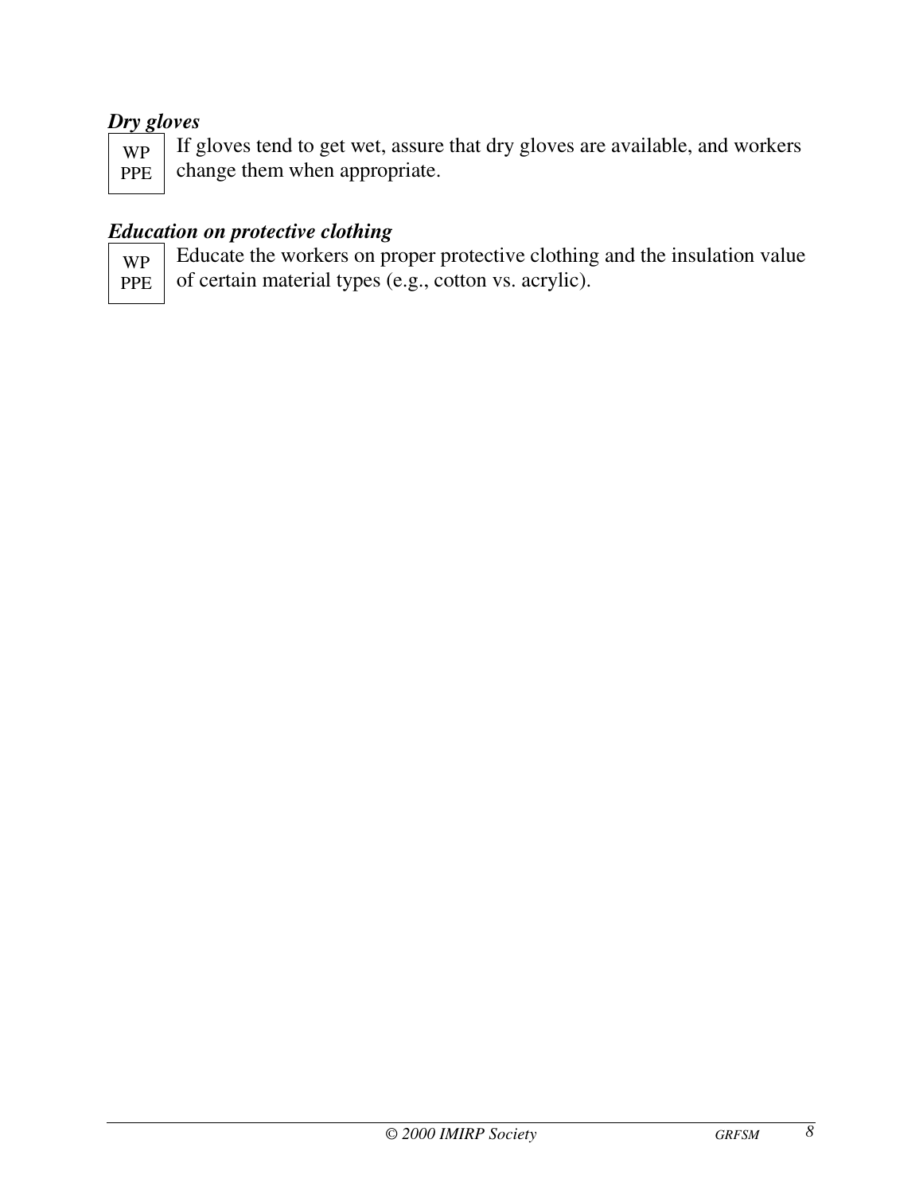***Dry gloves***

WP
PPE

If gloves tend to get wet, assure that dry gloves are available, and workers change them when appropriate.

***Education on protective clothing***

WP
PPE

Educate the workers on proper protective clothing and the insulation value of certain material types (e.g., cotton vs. acrylic).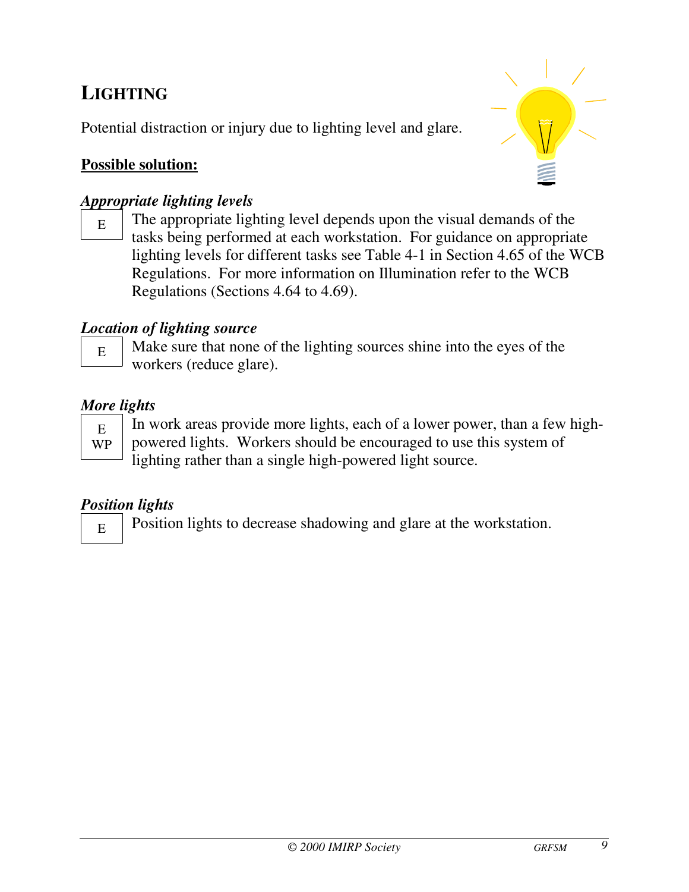## LIGHTING

Potential distraction or injury due to lighting level and glare.

**Possible solution:**

***Appropriate lighting levels***

E

The appropriate lighting level depends upon the visual demands of the tasks being performed at each workstation. For guidance on appropriate lighting levels for different tasks see Table 4-1 in Section 4.65 of the WCB Regulations. For more information on Illumination refer to the WCB Regulations (Sections 4.64 to 4.69).

***Location of lighting source***

E

Make sure that none of the lighting sources shine into the eyes of the workers (reduce glare).

***More lights***

E
WP

In work areas provide more lights, each of a lower power, than a few high-powered lights. Workers should be encouraged to use this system of lighting rather than a single high-powered light source.

***Position lights***

E

Position lights to decrease shadowing and glare at the workstation.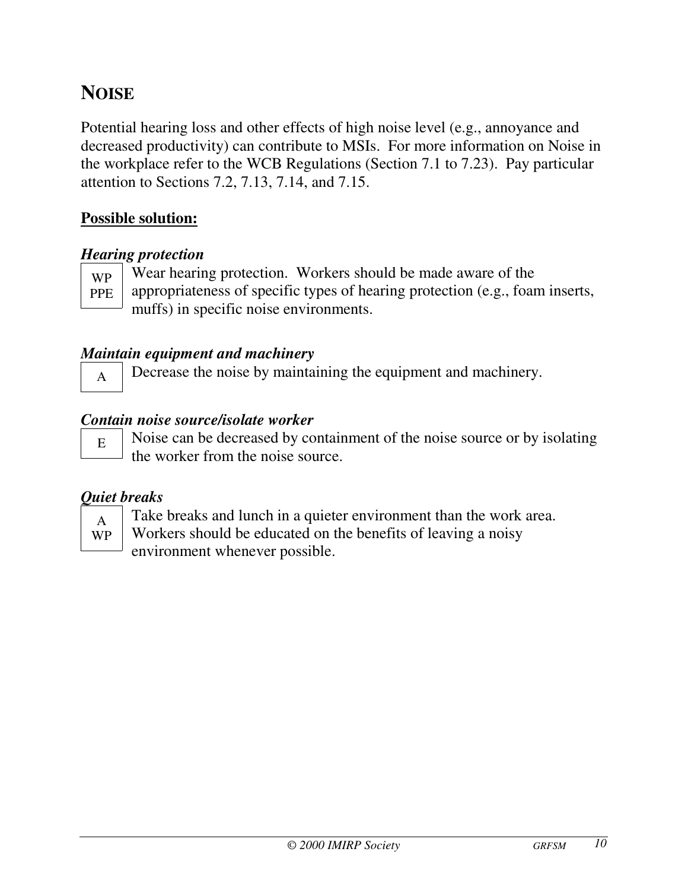## NOISE

Potential hearing loss and other effects of high noise level (e.g., annoyance and decreased productivity) can contribute to MSIs. For more information on Noise in the workplace refer to the WCB Regulations (Section 7.1 to 7.23). Pay particular attention to Sections 7.2, 7.13, 7.14, and 7.15.

**Possible solution:**

***Hearing protection***

WP
PPE

Wear hearing protection. Workers should be made aware of the appropriateness of specific types of hearing protection (e.g., foam inserts, muffs) in specific noise environments.

***Maintain equipment and machinery***

A

Decrease the noise by maintaining the equipment and machinery.

***Contain noise source/isolate worker***

E

Noise can be decreased by containment of the noise source or by isolating the worker from the noise source.

***Quiet breaks***

A
WP

Take breaks and lunch in a quieter environment than the work area. Workers should be educated on the benefits of leaving a noisy environment whenever possible.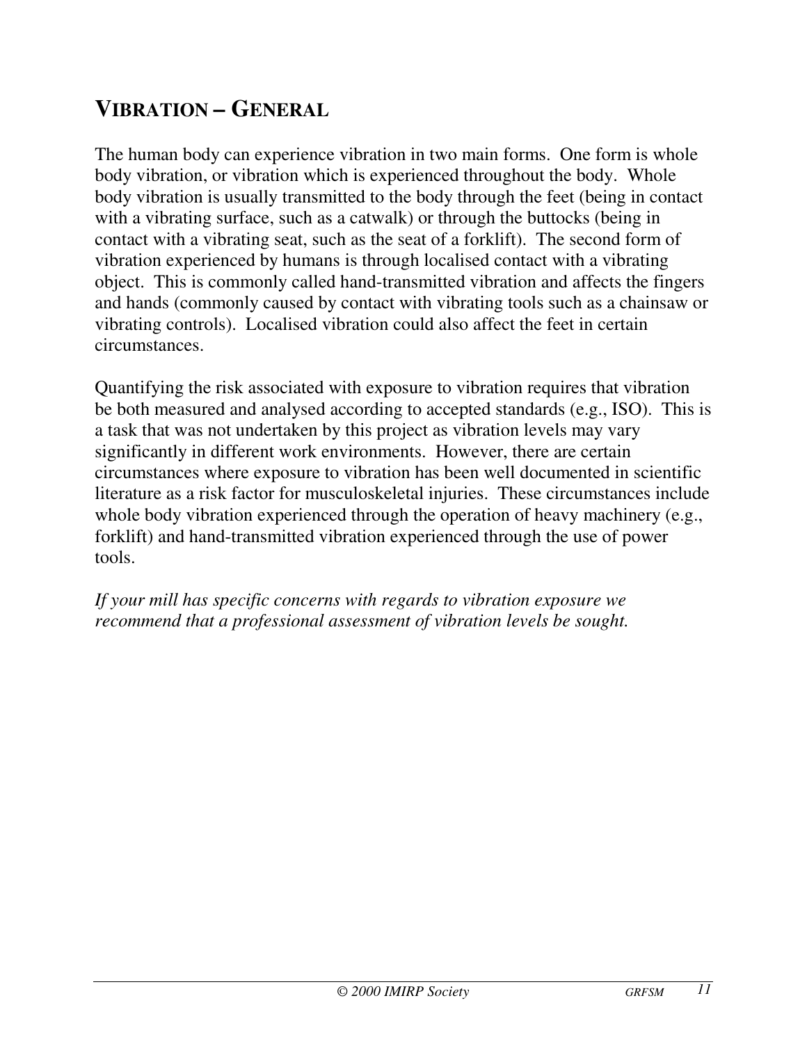## VIBRATION – GENERAL

The human body can experience vibration in two main forms. One form is whole body vibration, or vibration which is experienced throughout the body. Whole body vibration is usually transmitted to the body through the feet (being in contact with a vibrating surface, such as a catwalk) or through the buttocks (being in contact with a vibrating seat, such as the seat of a forklift). The second form of vibration experienced by humans is through localised contact with a vibrating object. This is commonly called hand-transmitted vibration and affects the fingers and hands (commonly caused by contact with vibrating tools such as a chainsaw or vibrating controls). Localised vibration could also affect the feet in certain circumstances.

Quantifying the risk associated with exposure to vibration requires that vibration be both measured and analysed according to accepted standards (e.g., ISO). This is a task that was not undertaken by this project as vibration levels may vary significantly in different work environments. However, there are certain circumstances where exposure to vibration has been well documented in scientific literature as a risk factor for musculoskeletal injuries. These circumstances include whole body vibration experienced through the operation of heavy machinery (e.g., forklift) and hand-transmitted vibration experienced through the use of power tools.

*If your mill has specific concerns with regards to vibration exposure we recommend that a professional assessment of vibration levels be sought.*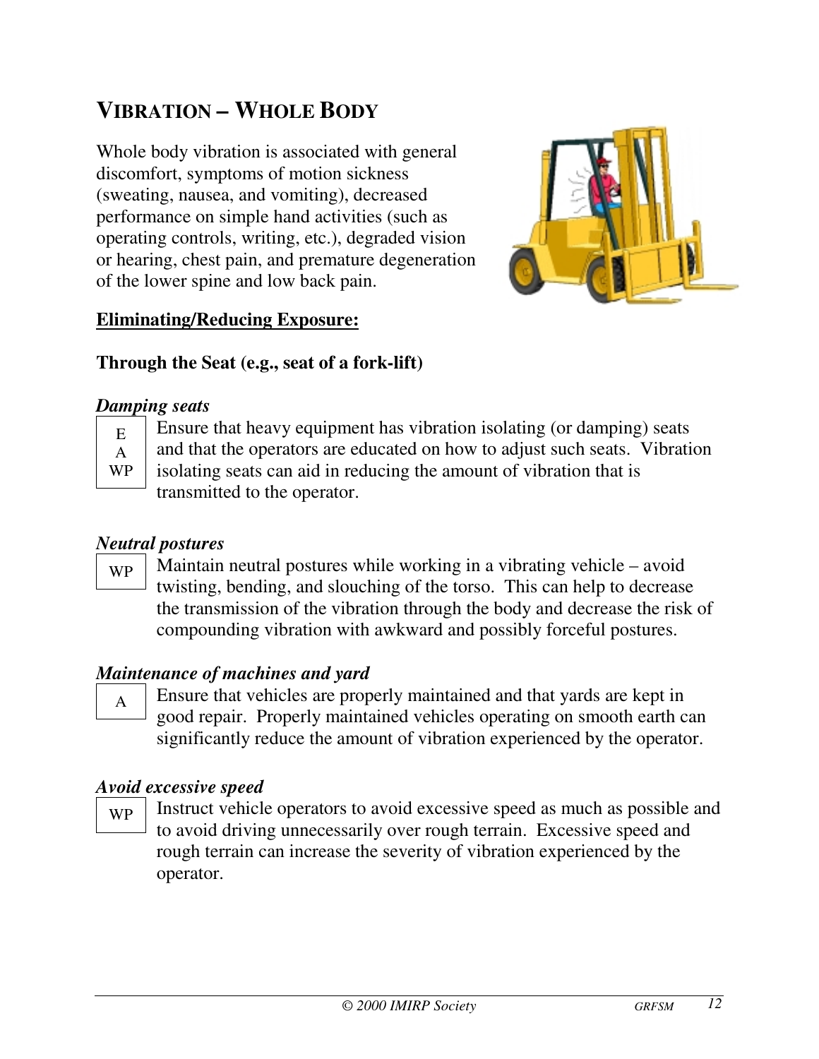# VIBRATION – WHOLE BODY

Whole body vibration is associated with general discomfort, symptoms of motion sickness (sweating, nausea, and vomiting), decreased performance on simple hand activities (such as operating controls, writing, etc.), degraded vision or hearing, chest pain, and premature degeneration of the lower spine and low back pain.

**Eliminating/Reducing Exposure:**

**Through the Seat (e.g., seat of a fork-lift)**

***Damping seats***

E
A
WP

Ensure that heavy equipment has vibration isolating (or damping) seats and that the operators are educated on how to adjust such seats. Vibration isolating seats can aid in reducing the amount of vibration that is transmitted to the operator.

***Neutral postures***

WP

Maintain neutral postures while working in a vibrating vehicle – avoid twisting, bending, and slouching of the torso. This can help to decrease the transmission of the vibration through the body and decrease the risk of compounding vibration with awkward and possibly forceful postures.

***Maintenance of machines and yard***

A

Ensure that vehicles are properly maintained and that yards are kept in good repair. Properly maintained vehicles operating on smooth earth can significantly reduce the amount of vibration experienced by the operator.

***Avoid excessive speed***

WP

Instruct vehicle operators to avoid excessive speed as much as possible and to avoid driving unnecessarily over rough terrain. Excessive speed and rough terrain can increase the severity of vibration experienced by the operator.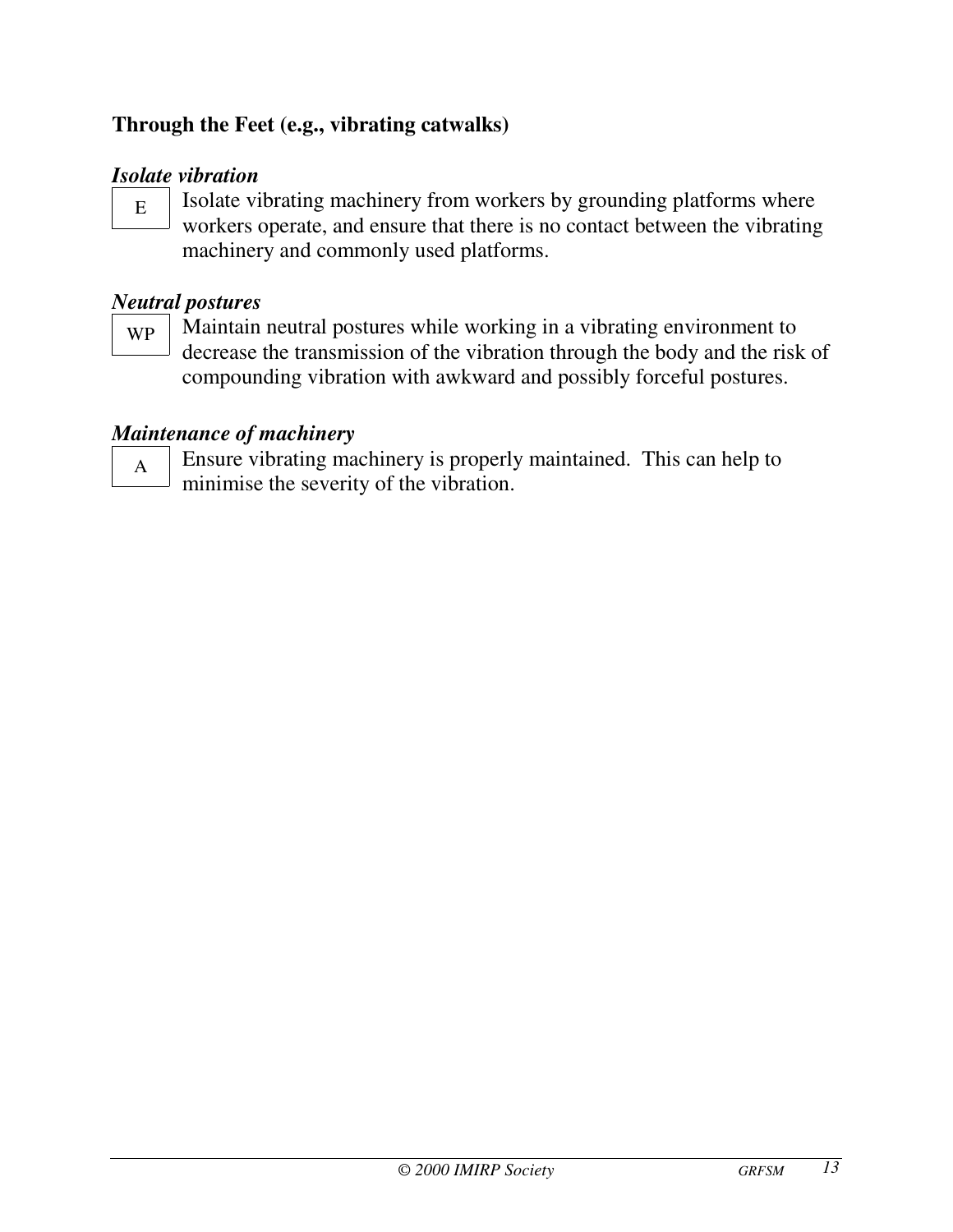**Through the Feet (e.g., vibrating catwalks)**

***Isolate vibration***

E — Isolate vibrating machinery from workers by grounding platforms where workers operate, and ensure that there is no contact between the vibrating machinery and commonly used platforms.

***Neutral postures***

WP — Maintain neutral postures while working in a vibrating environment to decrease the transmission of the vibration through the body and the risk of compounding vibration with awkward and possibly forceful postures.

***Maintenance of machinery***

A — Ensure vibrating machinery is properly maintained. This can help to minimise the severity of the vibration.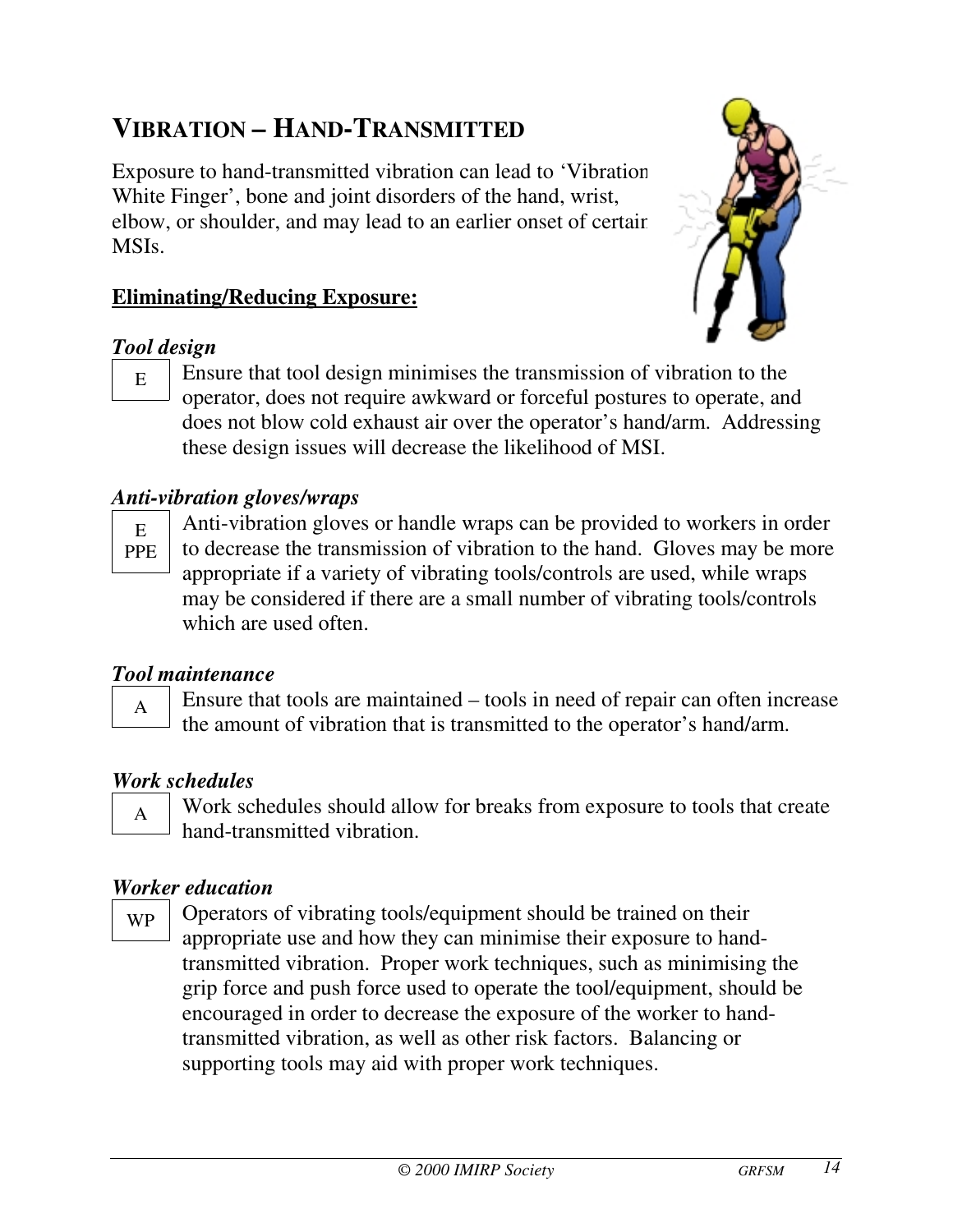## VIBRATION – HAND-TRANSMITTED

Exposure to hand-transmitted vibration can lead to 'Vibration White Finger', bone and joint disorders of the hand, wrist, elbow, or shoulder, and may lead to an earlier onset of certain MSIs.

**Eliminating/Reducing Exposure:**

***Tool design***

E — Ensure that tool design minimises the transmission of vibration to the operator, does not require awkward or forceful postures to operate, and does not blow cold exhaust air over the operator's hand/arm. Addressing these design issues will decrease the likelihood of MSI.

***Anti-vibration gloves/wraps***

E PPE — Anti-vibration gloves or handle wraps can be provided to workers in order to decrease the transmission of vibration to the hand. Gloves may be more appropriate if a variety of vibrating tools/controls are used, while wraps may be considered if there are a small number of vibrating tools/controls which are used often.

***Tool maintenance***

A — Ensure that tools are maintained – tools in need of repair can often increase the amount of vibration that is transmitted to the operator's hand/arm.

***Work schedules***

A — Work schedules should allow for breaks from exposure to tools that create hand-transmitted vibration.

***Worker education***

WP — Operators of vibrating tools/equipment should be trained on their appropriate use and how they can minimise their exposure to hand-transmitted vibration. Proper work techniques, such as minimising the grip force and push force used to operate the tool/equipment, should be encouraged in order to decrease the exposure of the worker to hand-transmitted vibration, as well as other risk factors. Balancing or supporting tools may aid with proper work techniques.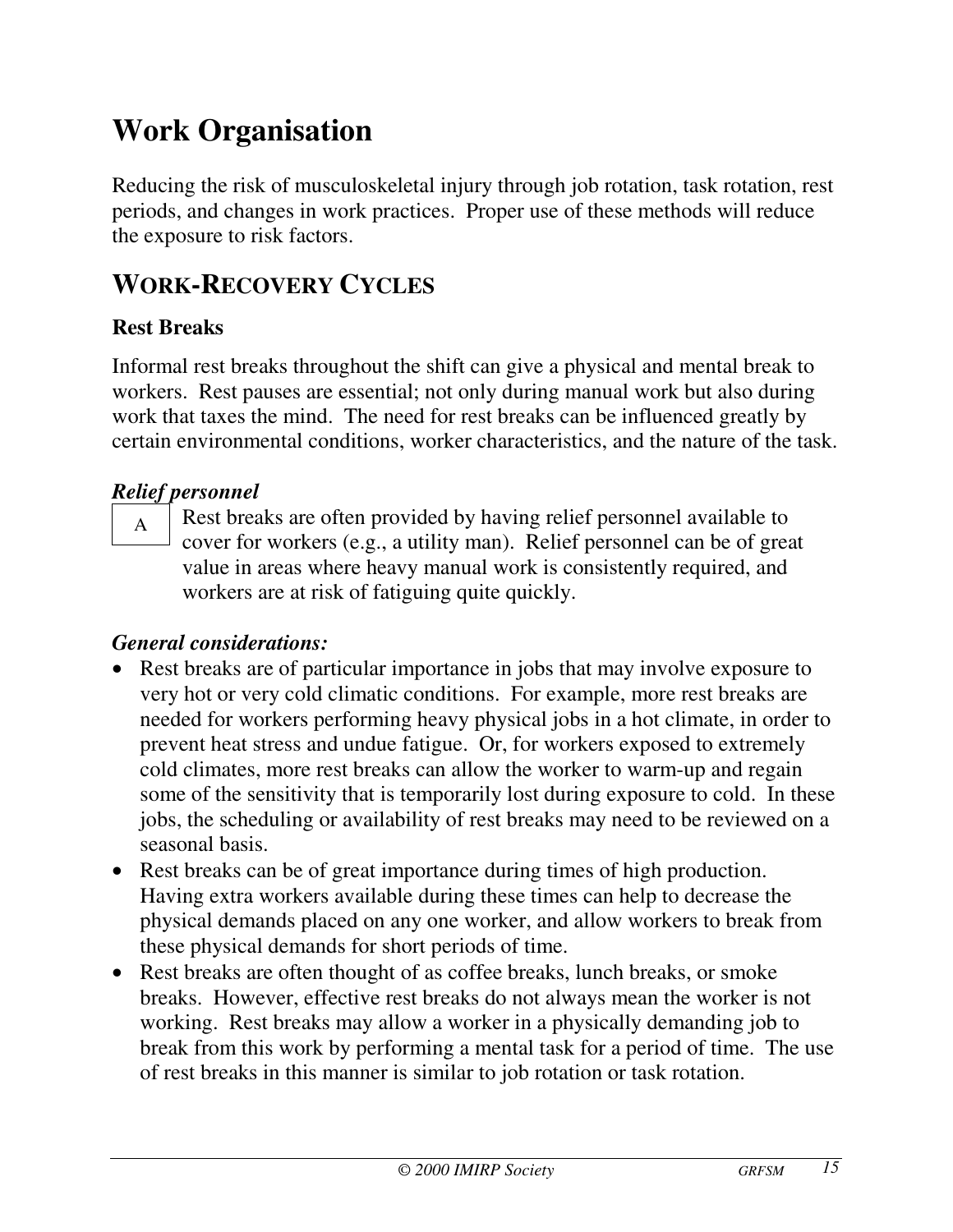# Work Organisation

Reducing the risk of musculoskeletal injury through job rotation, task rotation, rest periods, and changes in work practices. Proper use of these methods will reduce the exposure to risk factors.

## WORK-RECOVERY CYCLES

### Rest Breaks

Informal rest breaks throughout the shift can give a physical and mental break to workers. Rest pauses are essential; not only during manual work but also during work that taxes the mind. The need for rest breaks can be influenced greatly by certain environmental conditions, worker characteristics, and the nature of the task.

***Relief personnel***

A

Rest breaks are often provided by having relief personnel available to cover for workers (e.g., a utility man). Relief personnel can be of great value in areas where heavy manual work is consistently required, and workers are at risk of fatiguing quite quickly.

***General considerations:***

- Rest breaks are of particular importance in jobs that may involve exposure to very hot or very cold climatic conditions. For example, more rest breaks are needed for workers performing heavy physical jobs in a hot climate, in order to prevent heat stress and undue fatigue. Or, for workers exposed to extremely cold climates, more rest breaks can allow the worker to warm-up and regain some of the sensitivity that is temporarily lost during exposure to cold. In these jobs, the scheduling or availability of rest breaks may need to be reviewed on a seasonal basis.
- Rest breaks can be of great importance during times of high production. Having extra workers available during these times can help to decrease the physical demands placed on any one worker, and allow workers to break from these physical demands for short periods of time.
- Rest breaks are often thought of as coffee breaks, lunch breaks, or smoke breaks. However, effective rest breaks do not always mean the worker is not working. Rest breaks may allow a worker in a physically demanding job to break from this work by performing a mental task for a period of time. The use of rest breaks in this manner is similar to job rotation or task rotation.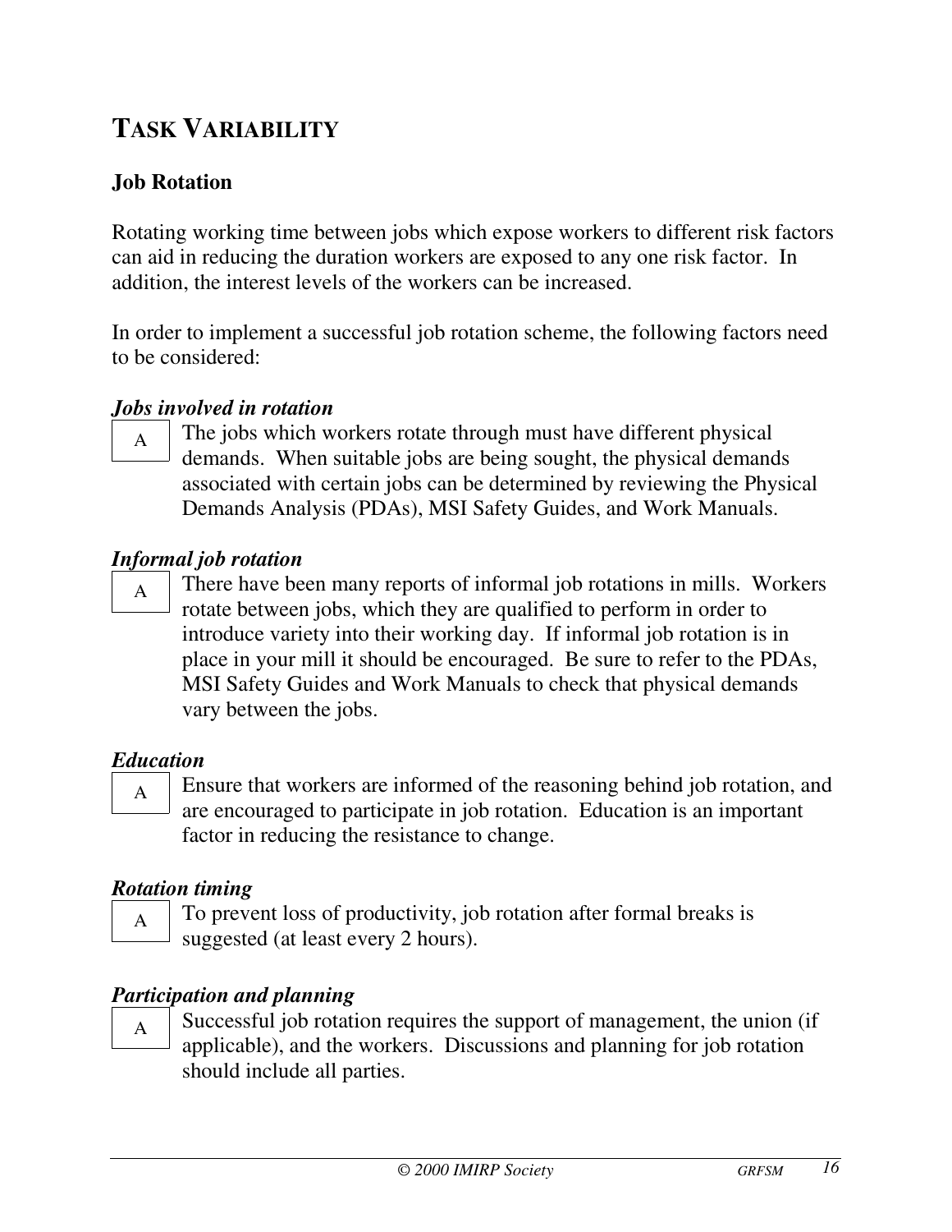## TASK VARIABILITY

### Job Rotation

Rotating working time between jobs which expose workers to different risk factors can aid in reducing the duration workers are exposed to any one risk factor. In addition, the interest levels of the workers can be increased.

In order to implement a successful job rotation scheme, the following factors need to be considered:

***Jobs involved in rotation***

A — The jobs which workers rotate through must have different physical demands. When suitable jobs are being sought, the physical demands associated with certain jobs can be determined by reviewing the Physical Demands Analysis (PDAs), MSI Safety Guides, and Work Manuals.

***Informal job rotation***

A — There have been many reports of informal job rotations in mills. Workers rotate between jobs, which they are qualified to perform in order to introduce variety into their working day. If informal job rotation is in place in your mill it should be encouraged. Be sure to refer to the PDAs, MSI Safety Guides and Work Manuals to check that physical demands vary between the jobs.

***Education***

A — Ensure that workers are informed of the reasoning behind job rotation, and are encouraged to participate in job rotation. Education is an important factor in reducing the resistance to change.

***Rotation timing***

A — To prevent loss of productivity, job rotation after formal breaks is suggested (at least every 2 hours).

***Participation and planning***

A — Successful job rotation requires the support of management, the union (if applicable), and the workers. Discussions and planning for job rotation should include all parties.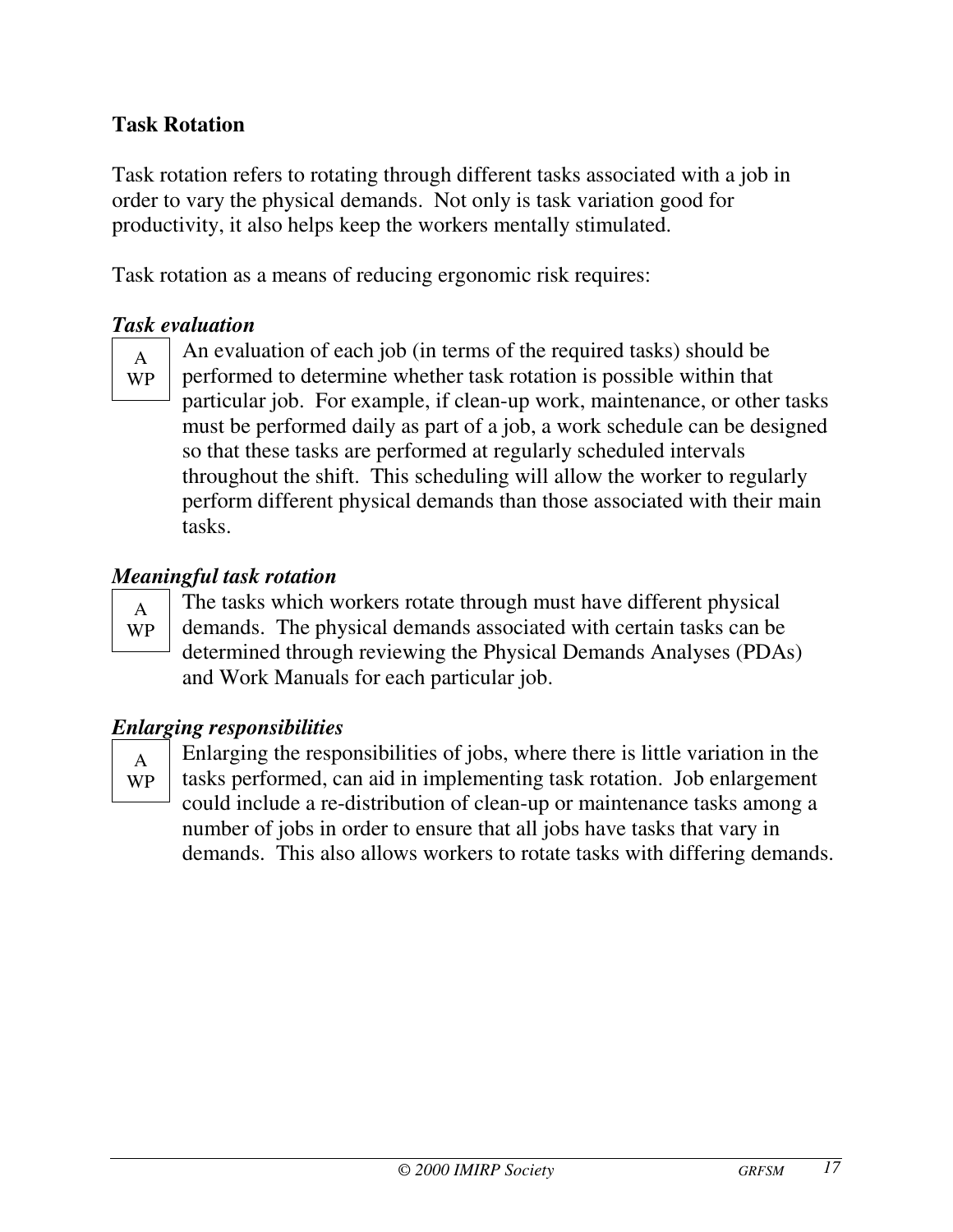## Task Rotation

Task rotation refers to rotating through different tasks associated with a job in order to vary the physical demands. Not only is task variation good for productivity, it also helps keep the workers mentally stimulated.

Task rotation as a means of reducing ergonomic risk requires:

### *Task evaluation*

A WP

An evaluation of each job (in terms of the required tasks) should be performed to determine whether task rotation is possible within that particular job. For example, if clean-up work, maintenance, or other tasks must be performed daily as part of a job, a work schedule can be designed so that these tasks are performed at regularly scheduled intervals throughout the shift. This scheduling will allow the worker to regularly perform different physical demands than those associated with their main tasks.

### *Meaningful task rotation*

A WP

The tasks which workers rotate through must have different physical demands. The physical demands associated with certain tasks can be determined through reviewing the Physical Demands Analyses (PDAs) and Work Manuals for each particular job.

### *Enlarging responsibilities*

A WP

Enlarging the responsibilities of jobs, where there is little variation in the tasks performed, can aid in implementing task rotation. Job enlargement could include a re-distribution of clean-up or maintenance tasks among a number of jobs in order to ensure that all jobs have tasks that vary in demands. This also allows workers to rotate tasks with differing demands.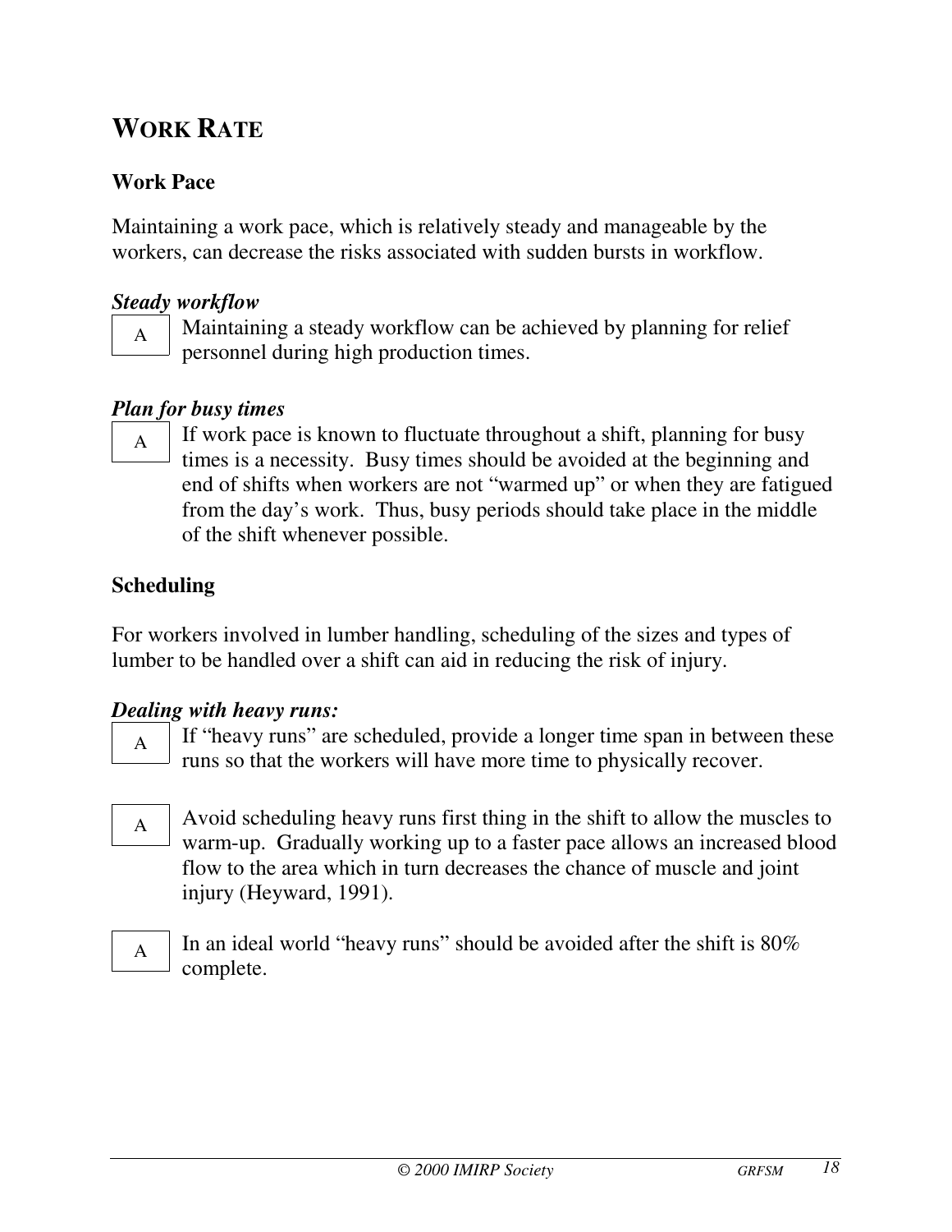## WORK RATE

### Work Pace

Maintaining a work pace, which is relatively steady and manageable by the workers, can decrease the risks associated with sudden bursts in workflow.

***Steady workflow***

A Maintaining a steady workflow can be achieved by planning for relief personnel during high production times.

***Plan for busy times***

A If work pace is known to fluctuate throughout a shift, planning for busy times is a necessity. Busy times should be avoided at the beginning and end of shifts when workers are not "warmed up" or when they are fatigued from the day's work. Thus, busy periods should take place in the middle of the shift whenever possible.

### Scheduling

For workers involved in lumber handling, scheduling of the sizes and types of lumber to be handled over a shift can aid in reducing the risk of injury.

***Dealing with heavy runs:***

A If "heavy runs" are scheduled, provide a longer time span in between these runs so that the workers will have more time to physically recover.

A Avoid scheduling heavy runs first thing in the shift to allow the muscles to warm-up. Gradually working up to a faster pace allows an increased blood flow to the area which in turn decreases the chance of muscle and joint injury (Heyward, 1991).

A In an ideal world "heavy runs" should be avoided after the shift is 80% complete.